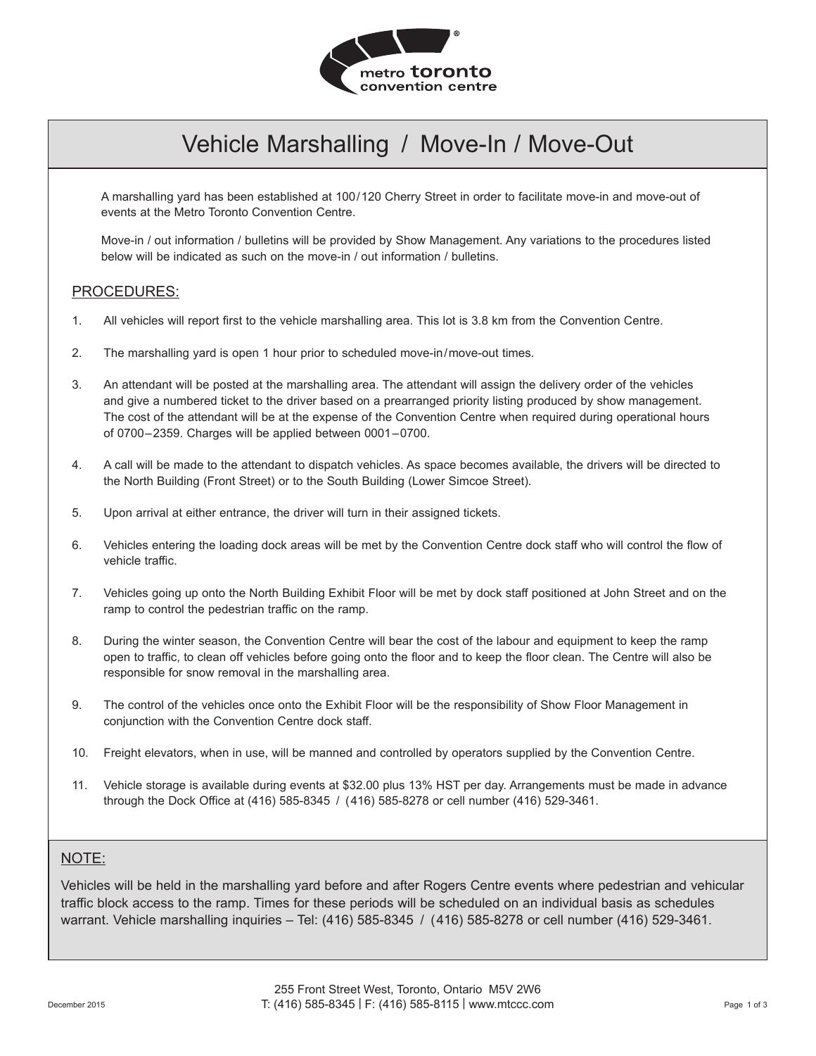# Vehicle Marshalling / Move-In / Move-Out

A marshalling yard has been established at 100/120 Cherry Street in order to facilitate move-in and move-out of events at the Metro Toronto Convention Centre.

Move-in / out information / bulletins will be provided by Show Management. Any variations to the procedures listed below will be indicated as such on the move-in / out information / bulletins.

## PROCEDURES:

1. All vehicles will report first to the vehicle marshalling area. This lot is 3.8 km from the Convention Centre.
2. The marshalling yard is open 1 hour prior to scheduled move-in/move-out times.
3. An attendant will be posted at the marshalling area. The attendant will assign the delivery order of the vehicles and give a numbered ticket to the driver based on a prearranged priority listing produced by show management. The cost of the attendant will be at the expense of the Convention Centre when required during operational hours of 0700–2359. Charges will be applied between 0001–0700.
4. A call will be made to the attendant to dispatch vehicles. As space becomes available, the drivers will be directed to the North Building (Front Street) or to the South Building (Lower Simcoe Street).
5. Upon arrival at either entrance, the driver will turn in their assigned tickets.
6. Vehicles entering the loading dock areas will be met by the Convention Centre dock staff who will control the flow of vehicle traffic.
7. Vehicles going up onto the North Building Exhibit Floor will be met by dock staff positioned at John Street and on the ramp to control the pedestrian traffic on the ramp.
8. During the winter season, the Convention Centre will bear the cost of the labour and equipment to keep the ramp open to traffic, to clean off vehicles before going onto the floor and to keep the floor clean. The Centre will also be responsible for snow removal in the marshalling area.
9. The control of the vehicles once onto the Exhibit Floor will be the responsibility of Show Floor Management in conjunction with the Convention Centre dock staff.
10. Freight elevators, when in use, will be manned and controlled by operators supplied by the Convention Centre.
11. Vehicle storage is available during events at $32.00 plus 13% HST per day. Arrangements must be made in advance through the Dock Office at (416) 585-8345 / (416) 585-8278 or cell number (416) 529-3461.

## NOTE:

Vehicles will be held in the marshalling yard before and after Rogers Centre events where pedestrian and vehicular traffic block access to the ramp. Times for these periods will be scheduled on an individual basis as schedules warrant. Vehicle marshalling inquiries – Tel: (416) 585-8345 / (416) 585-8278 or cell number (416) 529-3461.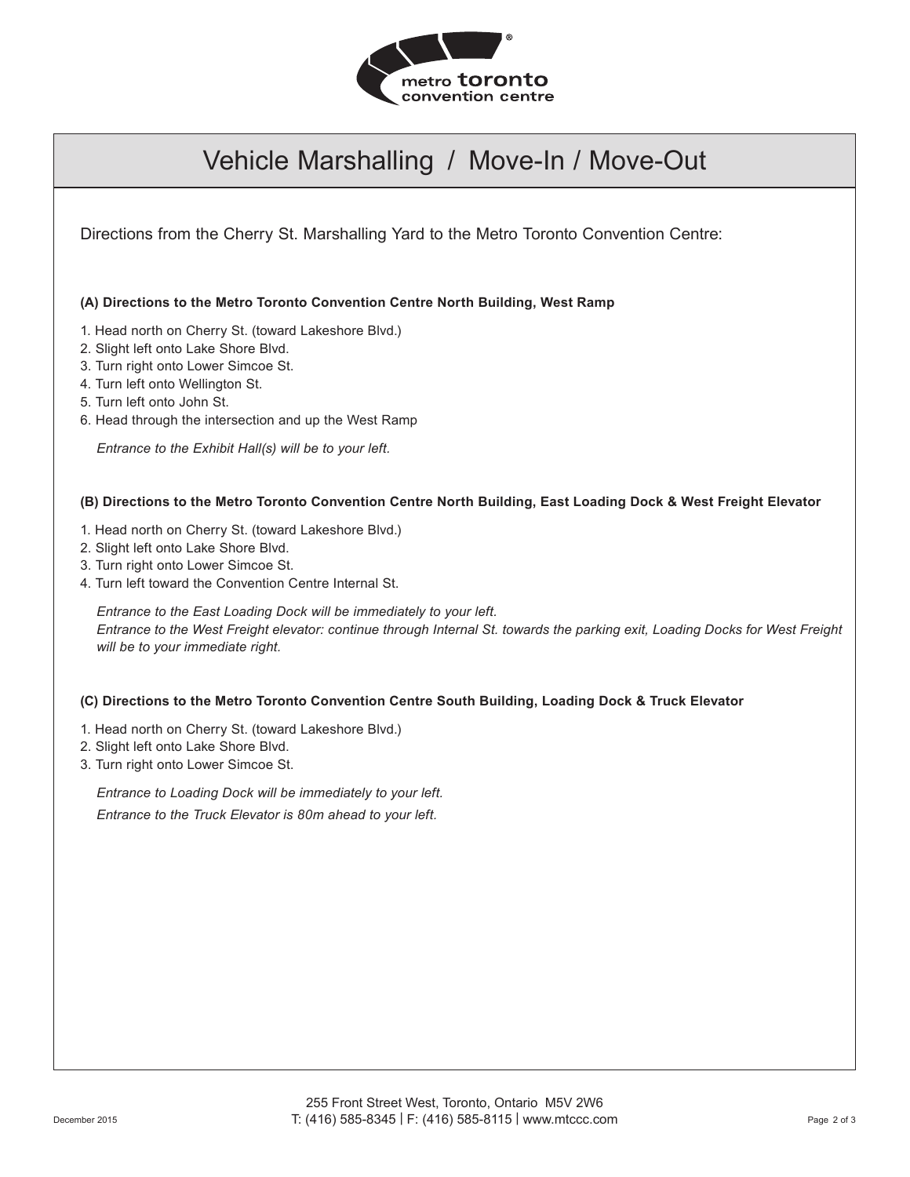# Vehicle Marshalling / Move-In / Move-Out

Directions from the Cherry St. Marshalling Yard to the Metro Toronto Convention Centre:

### (A) Directions to the Metro Toronto Convention Centre North Building, West Ramp

1. Head north on Cherry St. (toward Lakeshore Blvd.)
2. Slight left onto Lake Shore Blvd.
3. Turn right onto Lower Simcoe St.
4. Turn left onto Wellington St.
5. Turn left onto John St.
6. Head through the intersection and up the West Ramp

*Entrance to the Exhibit Hall(s) will be to your left.*

### (B) Directions to the Metro Toronto Convention Centre North Building, East Loading Dock & West Freight Elevator

1. Head north on Cherry St. (toward Lakeshore Blvd.)
2. Slight left onto Lake Shore Blvd.
3. Turn right onto Lower Simcoe St.
4. Turn left toward the Convention Centre Internal St.

*Entrance to the East Loading Dock will be immediately to your left.*
*Entrance to the West Freight elevator: continue through Internal St. towards the parking exit, Loading Docks for West Freight will be to your immediate right.*

### (C) Directions to the Metro Toronto Convention Centre South Building, Loading Dock & Truck Elevator

1. Head north on Cherry St. (toward Lakeshore Blvd.)
2. Slight left onto Lake Shore Blvd.
3. Turn right onto Lower Simcoe St.

*Entrance to Loading Dock will be immediately to your left.*

*Entrance to the Truck Elevator is 80m ahead to your left.*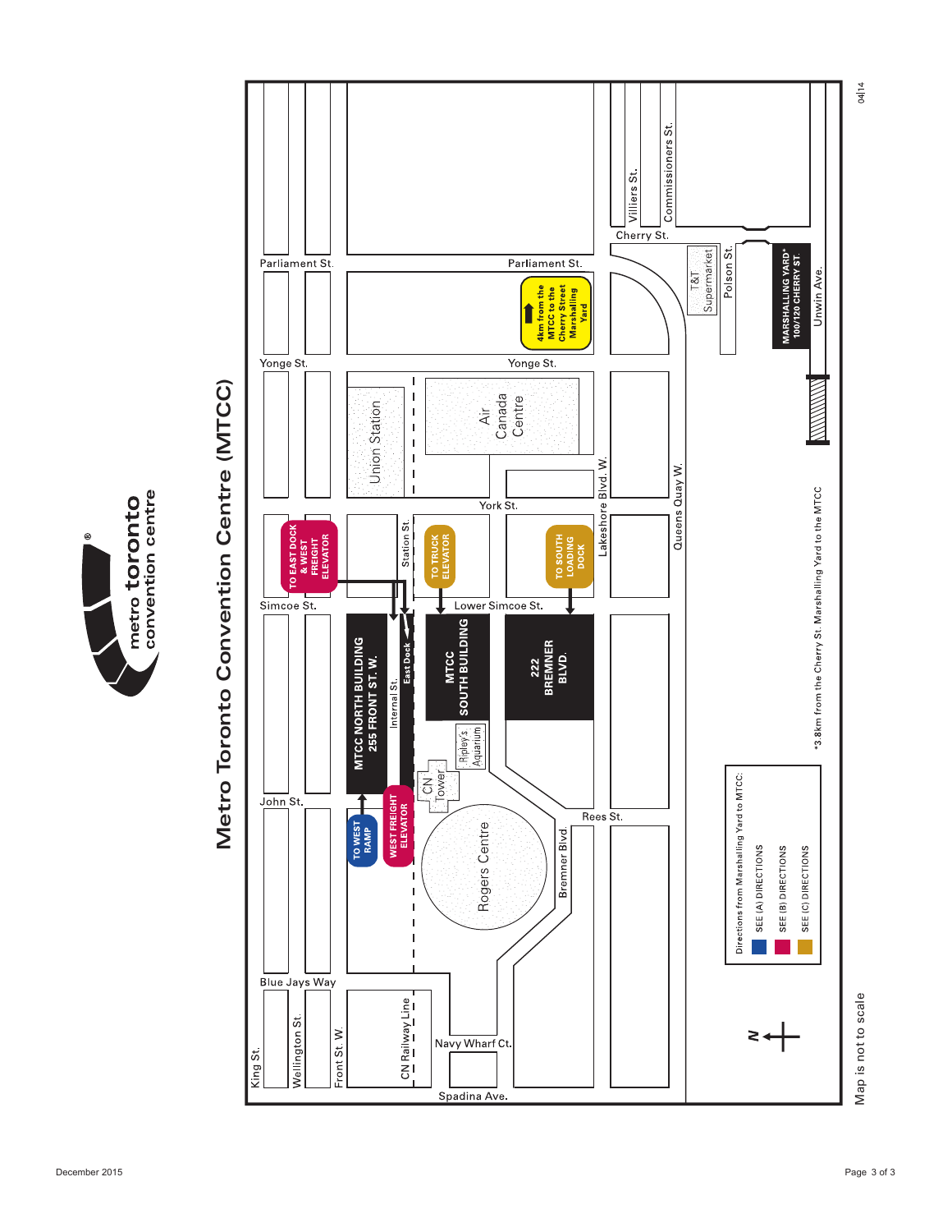metro toronto convention centre

# Metro Toronto Convention Centre (MTCC)

King St.
Wellington St.
Front St. W.
CN Railway Line
Navy Wharf Ct.
Spadina Ave.
Blue Jays Way
John St.
Simcoe St.
Yonge St.
Parliament St.
Station St.
York St.
Lower Simcoe St.
Lakeshore Blvd. W.
Queens Quay W.
Rees St.
Bremner Blvd
Cherry St.
Villiers St.
Commissioners St.
Polson St.
Unwin Ave.

MTCC NORTH BUILDING
255 FRONT ST. W.

Internal St.
East Dock

MTCC SOUTH BUILDING

222 BREMNER BLVD.

Union Station
Air Canada Centre
Rogers Centre
CN Tower
Ripley's Aquarium
T&T Supermarket

TO EAST DOCK & WEST FREIGHT ELEVATOR
TO TRUCK ELEVATOR
TO SOUTH LOADING DOCK
TO WEST RAMP
WEST FREIGHT ELEVATOR

4km from the MTCC to the Cherry Street Marshalling Yard

MARSHALLING YARD*
100/120 CHERRY ST.

\*3.8km from the Cherry St. Marshalling Yard to the MTCC

Directions from Marshalling Yard to MTCC:
- SEE (A) DIRECTIONS
- SEE (B) DIRECTIONS
- SEE (C) DIRECTIONS

N

Map is not to scale

04|14

December 2015